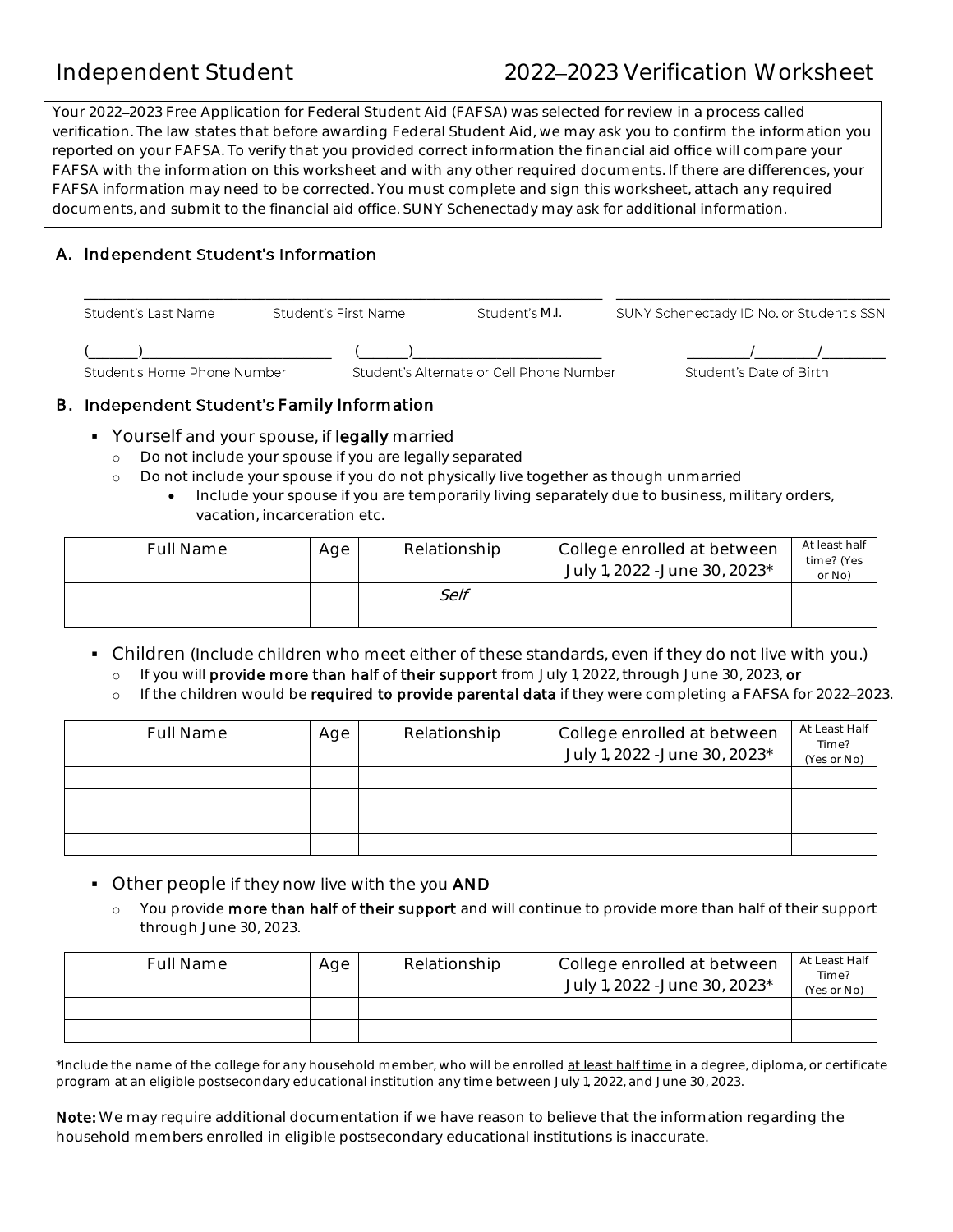# Independent Student 2022–2023 Verification Worksheet

Your 2022–2023 Free Application for Federal Student Aid (FAFSA) was selected for review in a process called verification. The law states that before awarding Federal Student Aid, we may ask you to confirm the information you reported on your FAFSA. To verify that you provided correct information the financial aid office will compare your FAFSA with the information on this worksheet and with any other required documents. If there are differences, your FAFSA information may need to be corrected. You must complete and sign this worksheet, attach any required documents, and submit to the financial aid office. SUNY Schenectady may ask for additional information.

## A. Independent Student's Information

______________________________________________________________ ____________________________

Student's Last Name  Student's First Name  Student's M.I.  SUNY Schenectady ID No. or Student's SSN

(______)______________________ (______)______________________ ________/________/________

Student's Home Phone Number  Student's Alternate or Cell Phone Number  Student's Date of Birth

## B. Independent Student's Family Information

- **Yourself** and your spouse, if **legally** married
  - Do not include your spouse if you are legally separated
  - Do not include your spouse if you do not physically live together as though unmarried
    - Include your spouse if you are temporarily living separately due to business, military orders, vacation, incarceration etc.

| Full Name | Age | Relationship | College enrolled at between July 1, 2022 - June 30, 2023* | At least half time? (Yes or No) |
|---|---|---|---|---|
| | | *Self* | | |
| | | | | |

- **Children** (Include children who meet either of these standards, even if they do not live with you.)
  - If you will **provide more than half of their suppor**t from July 1, 2022, through June 30, 2023, **or**
  - If the children would be **required to provide parental data** if they were completing a FAFSA for 2022–2023.

| Full Name | Age | Relationship | College enrolled at between July 1, 2022 - June 30, 2023* | At Least Half Time? (Yes or No) |
|---|---|---|---|---|
| | | | | |
| | | | | |
| | | | | |
| | | | | |

- **Other people** if they now live with the you **AND**
  - You provide **more than half of their support** and will continue to provide more than half of their support through June 30, 2023.

| Full Name | Age | Relationship | College enrolled at between July 1, 2022 - June 30, 2023* | At Least Half Time? (Yes or No) |
|---|---|---|---|---|
| | | | | |
| | | | | |

*Include the name of the college for any household member, who will be enrolled at least half time in a degree, diploma, or certificate program at an eligible postsecondary educational institution any time between July 1, 2022, and June 30, 2023.

**Note:** We may require additional documentation if we have reason to believe that the information regarding the household members enrolled in eligible postsecondary educational institutions is inaccurate.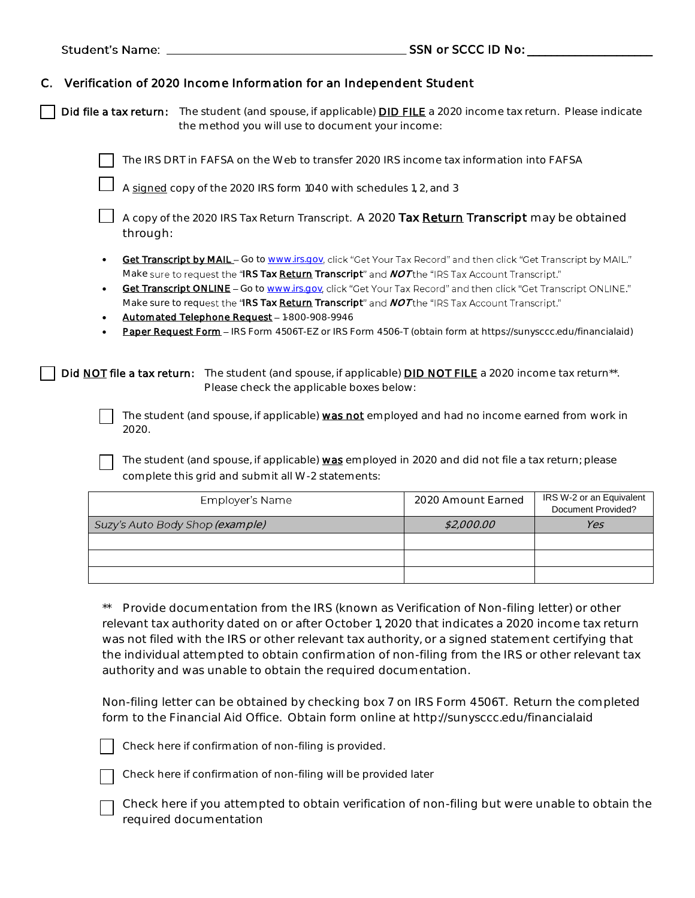Student's Name: ______________________________ **SSN or SCCC ID No:** ____________________

## C. Verification of 2020 Income Information for an Independent Student

☐ **Did file a tax return:** The student (and spouse, if applicable) **DID FILE** a 2020 income tax return. Please indicate the method you will use to document your income:

☐ The IRS DRT in FAFSA on the Web to transfer 2020 IRS income tax information into FAFSA

☐ A signed copy of the 2020 IRS form 1040 with schedules 1, 2, and 3

☐ A copy of the 2020 IRS Tax Return Transcript. A 2020 **Tax Return Transcript** may be obtained through:

- **Get Transcript by MAIL** – Go to www.irs.gov, click "Get Your Tax Record" and then click "Get Transcript by MAIL." Make sure to request the "**IRS Tax Return Transcript**" and ***NOT*** the "IRS Tax Account Transcript."
- **Get Transcript ONLINE** – Go to www.irs.gov, click "Get Your Tax Record" and then click "Get Transcript ONLINE." Make sure to request the "**IRS Tax Return Transcript**" and ***NOT*** the "IRS Tax Account Transcript."
- **Automated Telephone Request** – 1-800-908-9946
- **Paper Request Form** – IRS Form 4506T-EZ or IRS Form 4506-T (obtain form at https://sunysccc.edu/financialaid)

☐ **Did NOT file a tax return:** The student (and spouse, if applicable) **DID NOT FILE** a 2020 income tax return**. Please check the applicable boxes below:

☐ The student (and spouse, if applicable) **was not** employed and had no income earned from work in 2020.

☐ The student (and spouse, if applicable) **was** employed in 2020 and did not file a tax return; please complete this grid and submit all W-2 statements:

| Employer's Name | 2020 Amount Earned | IRS W-2 or an Equivalent Document Provided? |
|---|---|---|
| *Suzy's Auto Body Shop (example)* | *$2,000.00* | *Yes* |
| | | |
| | | |
| | | |

** Provide documentation from the IRS (known as Verification of Non-filing letter) or other relevant tax authority dated on or after October 1, 2020 that indicates a 2020 income tax return was not filed with the IRS or other relevant tax authority, or a signed statement certifying that the individual attempted to obtain confirmation of non-filing from the IRS or other relevant tax authority and was unable to obtain the required documentation.

Non-filing letter can be obtained by checking box 7 on IRS Form 4506T. Return the completed form to the Financial Aid Office. Obtain form online at http://sunysccc.edu/financialaid

☐ Check here if confirmation of non-filing is provided.

☐ Check here if confirmation of non-filing will be provided later

☐ Check here if you attempted to obtain verification of non-filing but were unable to obtain the required documentation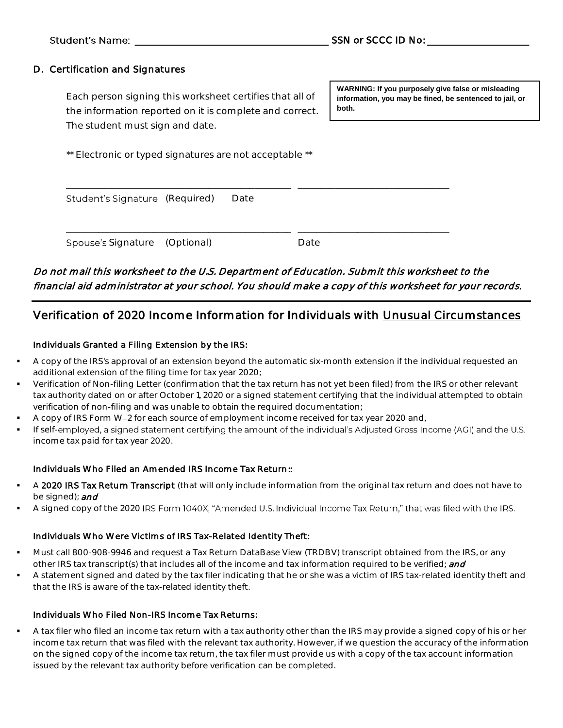Student's Name: ______________________________________ SSN or SCCC ID No: ____________________

## D. Certification and Signatures

Each person signing this worksheet certifies that all of the information reported on it is complete and correct. The student must sign and date.

**WARNING: If you purposely give false or misleading information, you may be fined, be sentenced to jail, or both.**

** Electronic or typed signatures are not acceptable **

_____________________________________________ ______________________________

Student's Signature (Required) Date

_____________________________________________ ______________________________

Spouse's Signature (Optional) Date

*Do not mail this worksheet to the U.S. Department of Education. Submit this worksheet to the financial aid administrator at your school. You should make a copy of this worksheet for your records.*

---

## Verification of 2020 Income Information for Individuals with Unusual Circumstances

### Individuals Granted a Filing Extension by the IRS:

- A copy of the IRS's approval of an extension beyond the automatic six-month extension if the individual requested an additional extension of the filing time for tax year 2020;
- Verification of Non-filing Letter (confirmation that the tax return has not yet been filed) from the IRS or other relevant tax authority dated on or after October 1, 2020 or a signed statement certifying that the individual attempted to obtain verification of non-filing and was unable to obtain the required documentation;
- A copy of IRS Form W–2 for each source of employment income received for tax year 2020 and,
- If self-employed, a signed statement certifying the amount of the individual's Adjusted Gross Income (AGI) and the U.S. income tax paid for tax year 2020.

### Individuals Who Filed an Amended IRS Income Tax Return::

- A **2020 IRS Tax Return Transcript** (that will only include information from the original tax return and does not have to be signed); ***and***
- A signed copy of the 2020 IRS Form 1040X, "Amended U.S. Individual Income Tax Return," that was filed with the IRS.

### Individuals Who Were Victims of IRS Tax-Related Identity Theft:

- Must call 800-908-9946 and request a Tax Return DataBase View (TRDBV) transcript obtained from the IRS, or any other IRS tax transcript(s) that includes all of the income and tax information required to be verified; ***and***
- A statement signed and dated by the tax filer indicating that he or she was a victim of IRS tax-related identity theft and that the IRS is aware of the tax-related identity theft.

### Individuals Who Filed Non-IRS Income Tax Returns:

- A tax filer who filed an income tax return with a tax authority other than the IRS may provide a signed copy of his or her income tax return that was filed with the relevant tax authority. However, if we question the accuracy of the information on the signed copy of the income tax return, the tax filer must provide us with a copy of the tax account information issued by the relevant tax authority before verification can be completed.